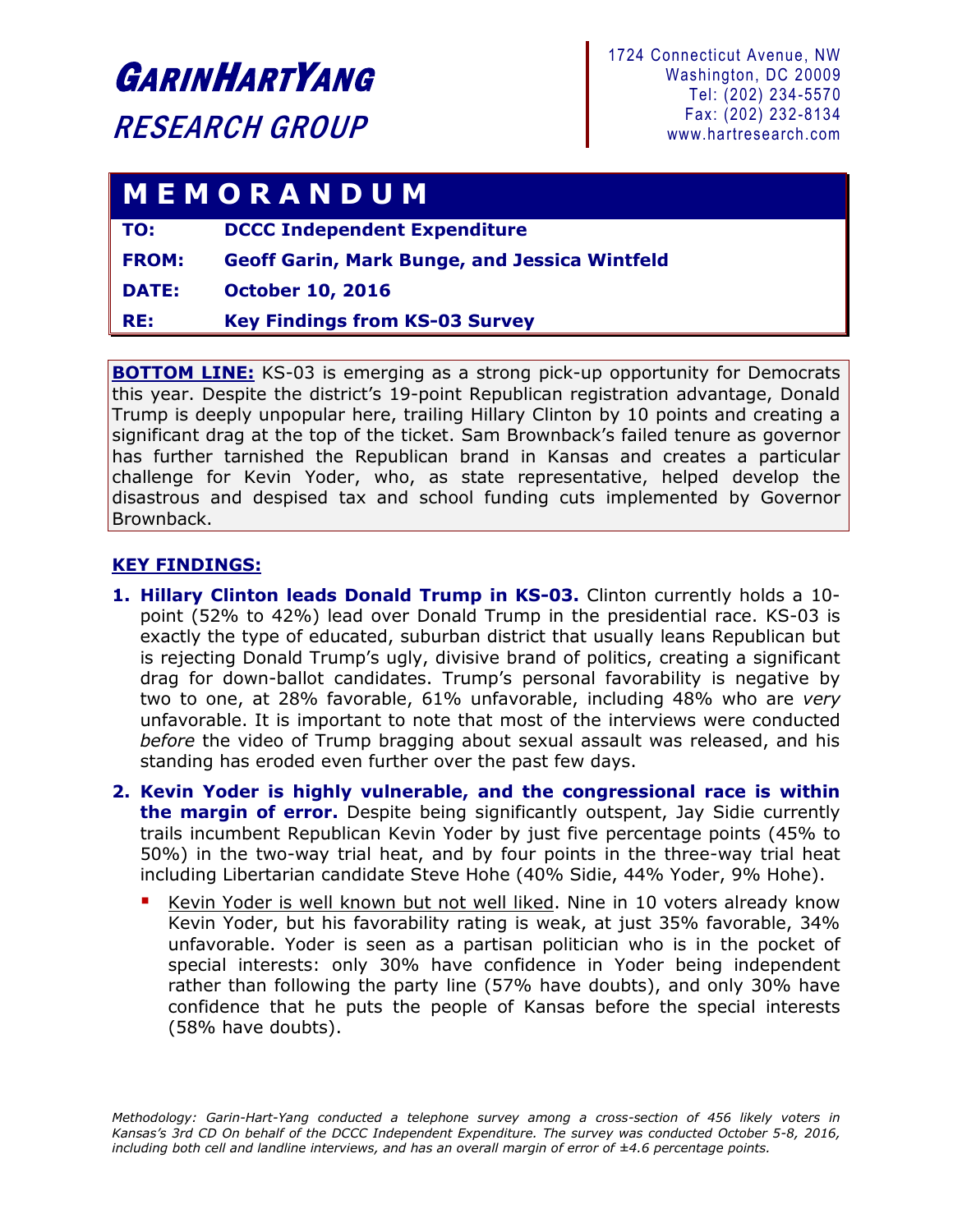# GARINHARTYANG RESEARCH GROUP

1724 Connecticut Avenue, NW
Washington, DC 20009
Tel: (202) 234-5570
Fax: (202) 232-8134
www.hartresearch.com

## MEMORANDUM

| | |
|---|---|
| **TO:** | **DCCC Independent Expenditure** |
| **FROM:** | **Geoff Garin, Mark Bunge, and Jessica Wintfeld** |
| **DATE:** | **October 10, 2016** |
| **RE:** | **Key Findings from KS-03 Survey** |

**BOTTOM LINE:** KS-03 is emerging as a strong pick-up opportunity for Democrats this year. Despite the district's 19-point Republican registration advantage, Donald Trump is deeply unpopular here, trailing Hillary Clinton by 10 points and creating a significant drag at the top of the ticket. Sam Brownback's failed tenure as governor has further tarnished the Republican brand in Kansas and creates a particular challenge for Kevin Yoder, who, as state representative, helped develop the disastrous and despised tax and school funding cuts implemented by Governor Brownback.

**KEY FINDINGS:**

1. **Hillary Clinton leads Donald Trump in KS-03.** Clinton currently holds a 10-point (52% to 42%) lead over Donald Trump in the presidential race. KS-03 is exactly the type of educated, suburban district that usually leans Republican but is rejecting Donald Trump's ugly, divisive brand of politics, creating a significant drag for down-ballot candidates. Trump's personal favorability is negative by two to one, at 28% favorable, 61% unfavorable, including 48% who are *very* unfavorable. It is important to note that most of the interviews were conducted *before* the video of Trump bragging about sexual assault was released, and his standing has eroded even further over the past few days.

2. **Kevin Yoder is highly vulnerable, and the congressional race is within the margin of error.** Despite being significantly outspent, Jay Sidie currently trails incumbent Republican Kevin Yoder by just five percentage points (45% to 50%) in the two-way trial heat, and by four points in the three-way trial heat including Libertarian candidate Steve Hohe (40% Sidie, 44% Yoder, 9% Hohe).

   - Kevin Yoder is well known but not well liked. Nine in 10 voters already know Kevin Yoder, but his favorability rating is weak, at just 35% favorable, 34% unfavorable. Yoder is seen as a partisan politician who is in the pocket of special interests: only 30% have confidence in Yoder being independent rather than following the party line (57% have doubts), and only 30% have confidence that he puts the people of Kansas before the special interests (58% have doubts).

*Methodology: Garin-Hart-Yang conducted a telephone survey among a cross-section of 456 likely voters in Kansas's 3rd CD On behalf of the DCCC Independent Expenditure. The survey was conducted October 5-8, 2016, including both cell and landline interviews, and has an overall margin of error of ±4.6 percentage points.*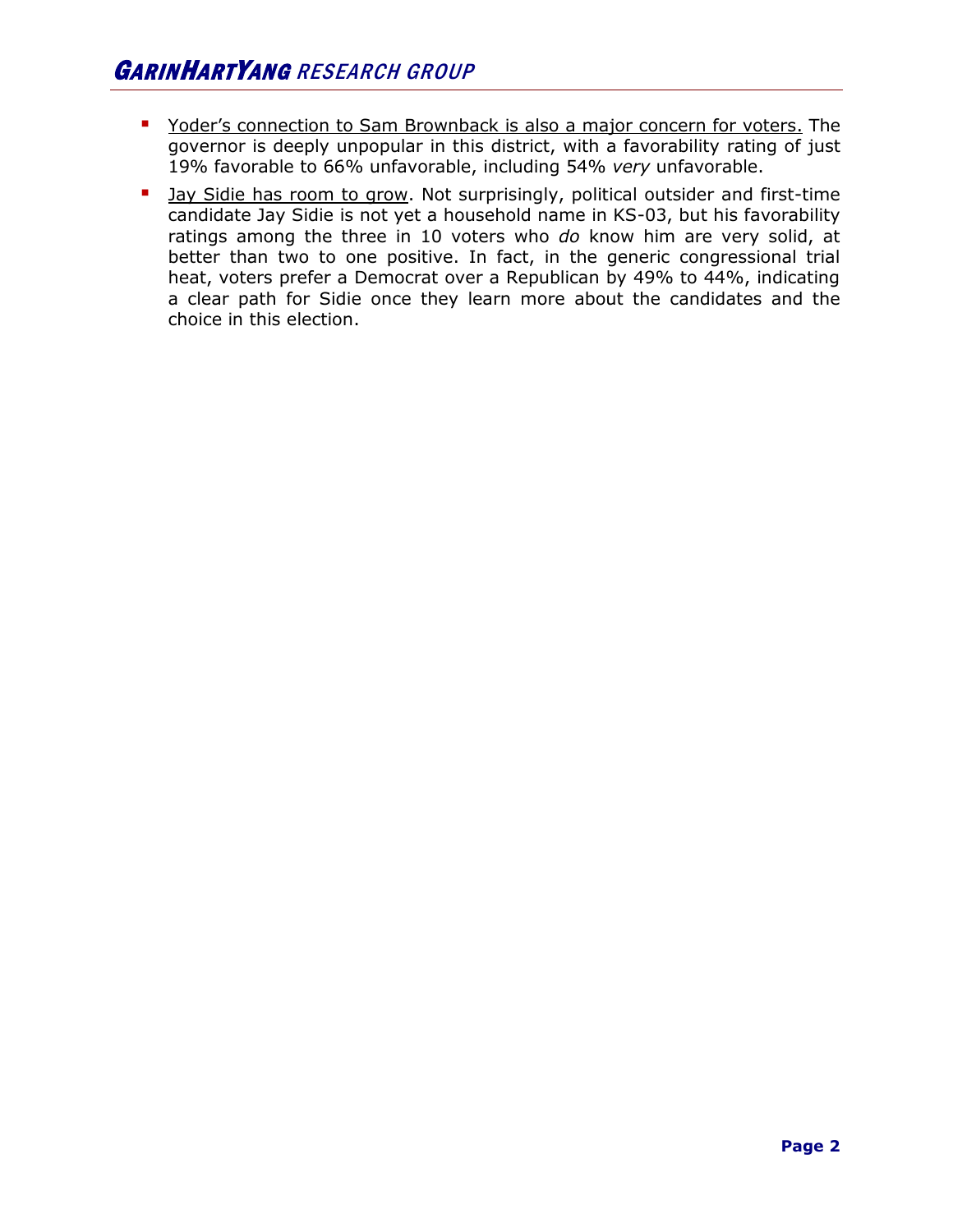- Yoder's connection to Sam Brownback is also a major concern for voters. The governor is deeply unpopular in this district, with a favorability rating of just 19% favorable to 66% unfavorable, including 54% *very* unfavorable.
- Jay Sidie has room to grow. Not surprisingly, political outsider and first-time candidate Jay Sidie is not yet a household name in KS-03, but his favorability ratings among the three in 10 voters who *do* know him are very solid, at better than two to one positive. In fact, in the generic congressional trial heat, voters prefer a Democrat over a Republican by 49% to 44%, indicating a clear path for Sidie once they learn more about the candidates and the choice in this election.